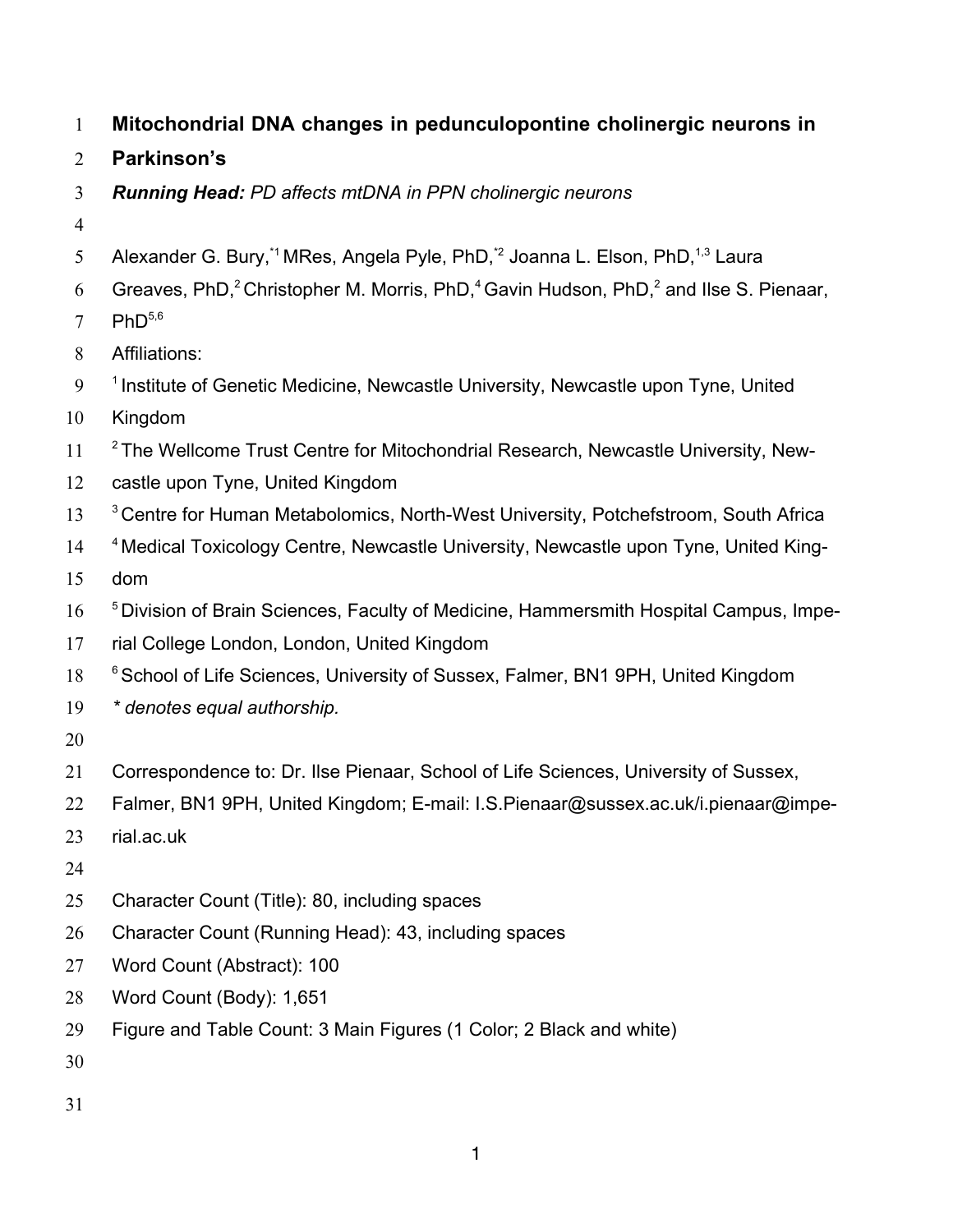# Mitochondrial DNA changes in pedunculopontine cholinergic neurons in Parkinson's

***Running Head:*** *PD affects mtDNA in PPN cholinergic neurons*

Alexander G. Bury,[*1] MRes, Angela Pyle, PhD,[*2] Joanna L. Elson, PhD,[1,3] Laura Greaves, PhD,[2] Christopher M. Morris, PhD,[4] Gavin Hudson, PhD,[2] and Ilse S. Pienaar, PhD[5,6]

Affiliations:

[1] Institute of Genetic Medicine, Newcastle University, Newcastle upon Tyne, United Kingdom

[2] The Wellcome Trust Centre for Mitochondrial Research, Newcastle University, Newcastle upon Tyne, United Kingdom

[3] Centre for Human Metabolomics, North-West University, Potchefstroom, South Africa

[4] Medical Toxicology Centre, Newcastle University, Newcastle upon Tyne, United Kingdom

[5] Division of Brain Sciences, Faculty of Medicine, Hammersmith Hospital Campus, Imperial College London, London, United Kingdom

[6] School of Life Sciences, University of Sussex, Falmer, BN1 9PH, United Kingdom

*\* denotes equal authorship.*

Correspondence to: Dr. Ilse Pienaar, School of Life Sciences, University of Sussex, Falmer, BN1 9PH, United Kingdom; E-mail: I.S.Pienaar@sussex.ac.uk/i.pienaar@imperial.ac.uk

Character Count (Title): 80, including spaces

Character Count (Running Head): 43, including spaces

Word Count (Abstract): 100

Word Count (Body): 1,651

Figure and Table Count: 3 Main Figures (1 Color; 2 Black and white)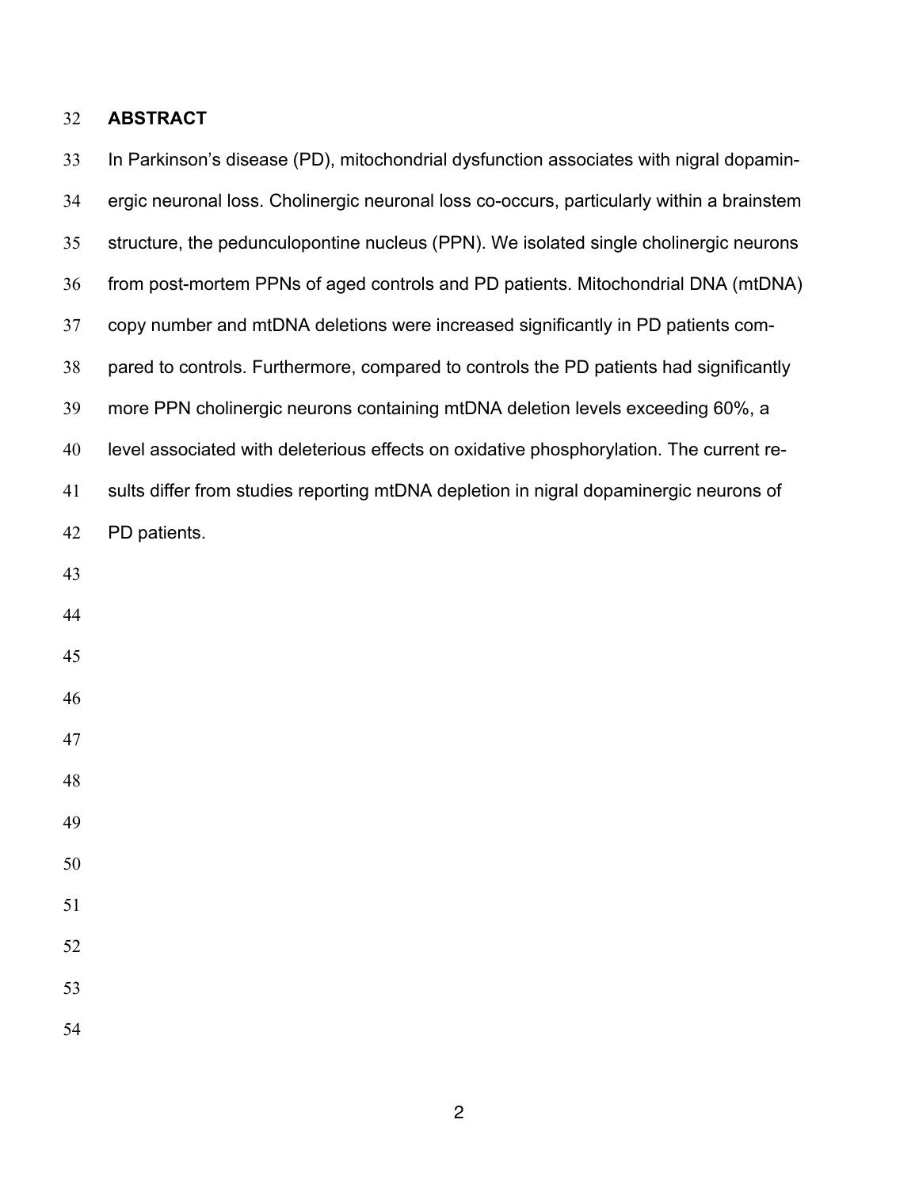## ABSTRACT

In Parkinson's disease (PD), mitochondrial dysfunction associates with nigral dopaminergic neuronal loss. Cholinergic neuronal loss co-occurs, particularly within a brainstem structure, the pedunculopontine nucleus (PPN). We isolated single cholinergic neurons from post-mortem PPNs of aged controls and PD patients. Mitochondrial DNA (mtDNA) copy number and mtDNA deletions were increased significantly in PD patients compared to controls. Furthermore, compared to controls the PD patients had significantly more PPN cholinergic neurons containing mtDNA deletion levels exceeding 60%, a level associated with deleterious effects on oxidative phosphorylation. The current results differ from studies reporting mtDNA depletion in nigral dopaminergic neurons of PD patients.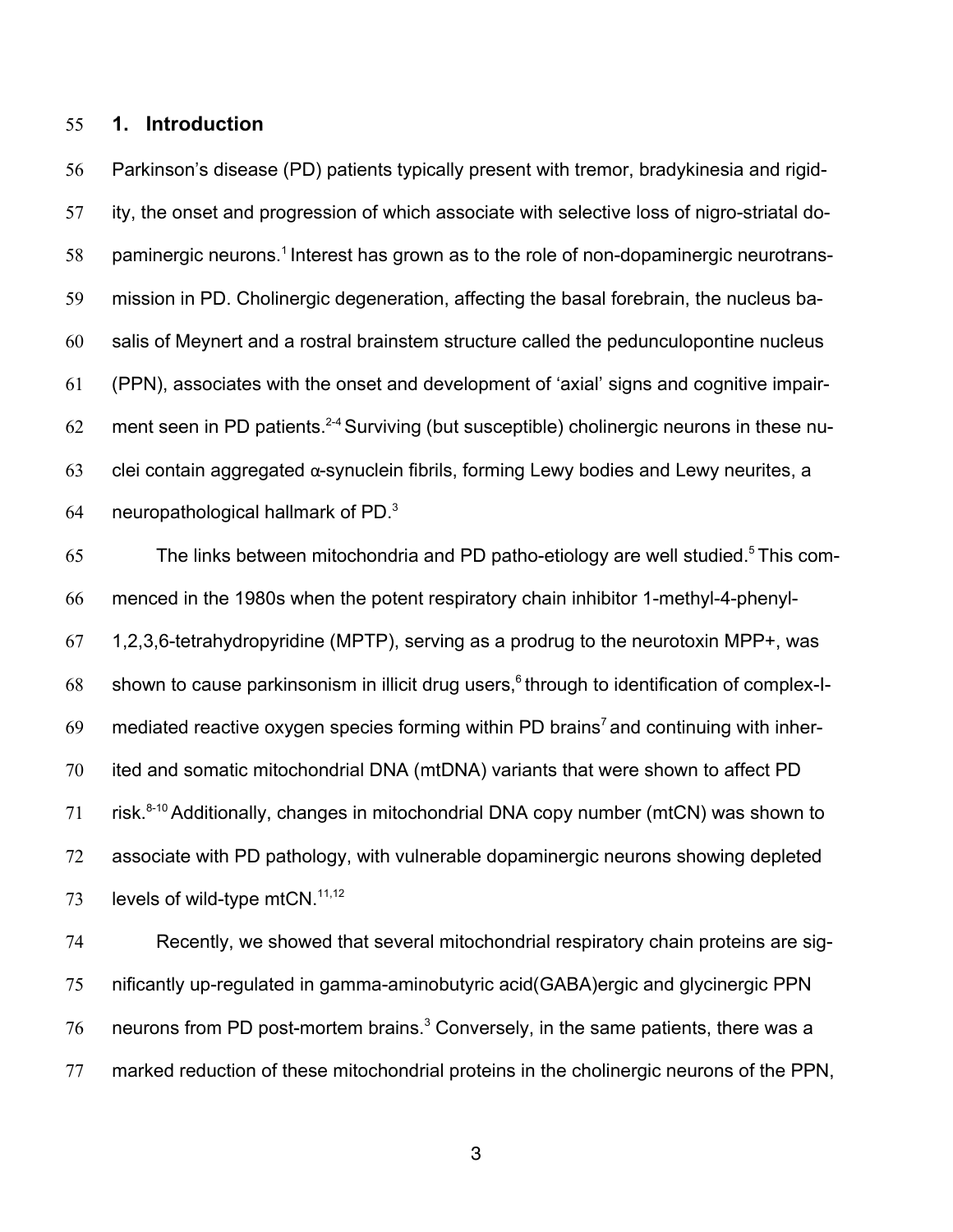## 1. Introduction

Parkinson's disease (PD) patients typically present with tremor, bradykinesia and rigidity, the onset and progression of which associate with selective loss of nigro-striatal dopaminergic neurons.[1] Interest has grown as to the role of non-dopaminergic neurotransmission in PD. Cholinergic degeneration, affecting the basal forebrain, the nucleus basalis of Meynert and a rostral brainstem structure called the pedunculopontine nucleus (PPN), associates with the onset and development of 'axial' signs and cognitive impairment seen in PD patients.[2-4] Surviving (but susceptible) cholinergic neurons in these nuclei contain aggregated α-synuclein fibrils, forming Lewy bodies and Lewy neurites, a neuropathological hallmark of PD.[3]

The links between mitochondria and PD patho-etiology are well studied.[5] This commenced in the 1980s when the potent respiratory chain inhibitor 1-methyl-4-phenyl-1,2,3,6-tetrahydropyridine (MPTP), serving as a prodrug to the neurotoxin MPP+, was shown to cause parkinsonism in illicit drug users,[6] through to identification of complex-I-mediated reactive oxygen species forming within PD brains[7] and continuing with inherited and somatic mitochondrial DNA (mtDNA) variants that were shown to affect PD risk.[8-10] Additionally, changes in mitochondrial DNA copy number (mtCN) was shown to associate with PD pathology, with vulnerable dopaminergic neurons showing depleted levels of wild-type mtCN.[11,12]

Recently, we showed that several mitochondrial respiratory chain proteins are significantly up-regulated in gamma-aminobutyric acid(GABA)ergic and glycinergic PPN neurons from PD post-mortem brains.[3] Conversely, in the same patients, there was a marked reduction of these mitochondrial proteins in the cholinergic neurons of the PPN,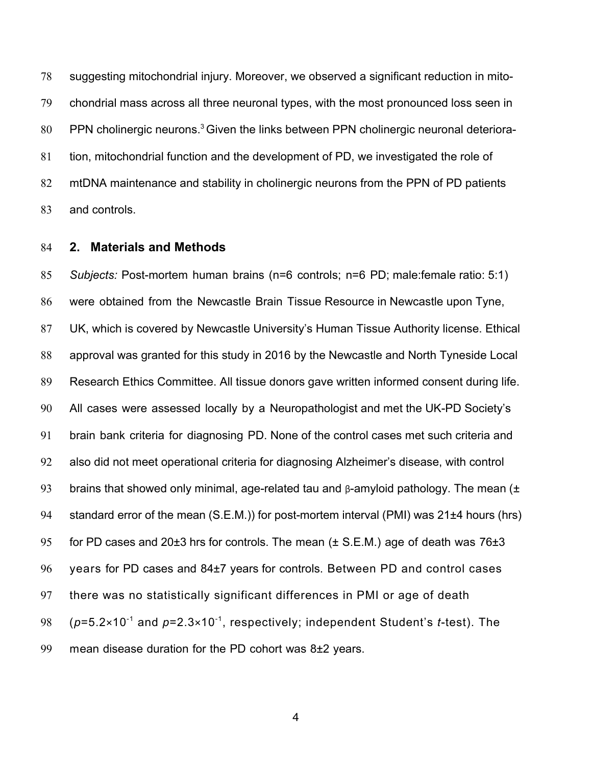suggesting mitochondrial injury. Moreover, we observed a significant reduction in mitochondrial mass across all three neuronal types, with the most pronounced loss seen in PPN cholinergic neurons.[3] Given the links between PPN cholinergic neuronal deterioration, mitochondrial function and the development of PD, we investigated the role of mtDNA maintenance and stability in cholinergic neurons from the PPN of PD patients and controls.

## 2. Materials and Methods

*Subjects:* Post-mortem human brains (n=6 controls; n=6 PD; male:female ratio: 5:1) were obtained from the Newcastle Brain Tissue Resource in Newcastle upon Tyne, UK, which is covered by Newcastle University's Human Tissue Authority license. Ethical approval was granted for this study in 2016 by the Newcastle and North Tyneside Local Research Ethics Committee. All tissue donors gave written informed consent during life. All cases were assessed locally by a Neuropathologist and met the UK-PD Society's brain bank criteria for diagnosing PD. None of the control cases met such criteria and also did not meet operational criteria for diagnosing Alzheimer's disease, with control brains that showed only minimal, age-related tau and β-amyloid pathology. The mean (± standard error of the mean (S.E.M.)) for post-mortem interval (PMI) was 21±4 hours (hrs) for PD cases and 20±3 hrs for controls. The mean (± S.E.M.) age of death was 76±3 years for PD cases and 84±7 years for controls. Between PD and control cases there was no statistically significant differences in PMI or age of death ($p=5.2\times10^{-1}$ and $p=2.3\times10^{-1}$, respectively; independent Student's *t*-test). The mean disease duration for the PD cohort was 8±2 years.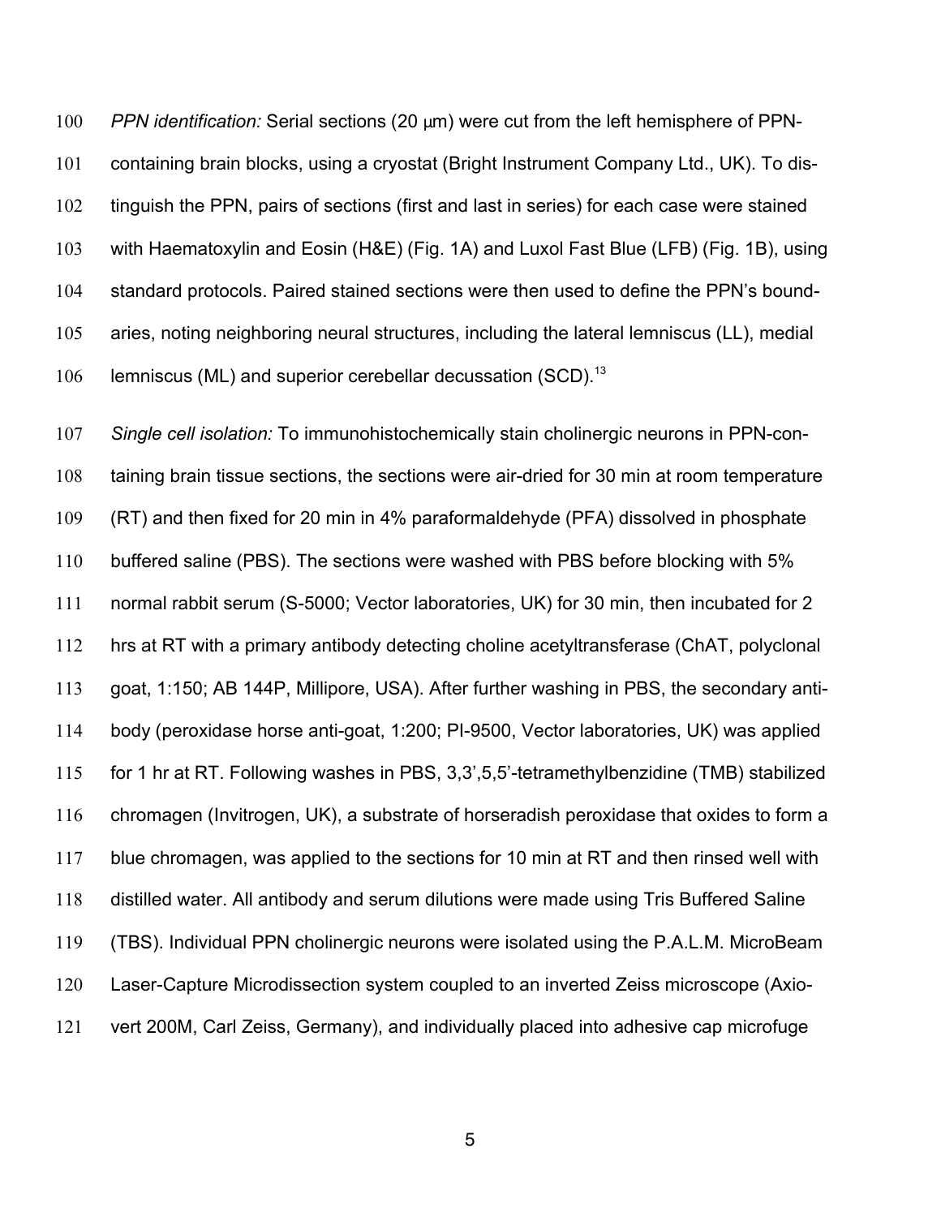*PPN identification:* Serial sections (20 μm) were cut from the left hemisphere of PPN-containing brain blocks, using a cryostat (Bright Instrument Company Ltd., UK). To distinguish the PPN, pairs of sections (first and last in series) for each case were stained with Haematoxylin and Eosin (H&E) (Fig. 1A) and Luxol Fast Blue (LFB) (Fig. 1B), using standard protocols. Paired stained sections were then used to define the PPN's boundaries, noting neighboring neural structures, including the lateral lemniscus (LL), medial lemniscus (ML) and superior cerebellar decussation (SCD).[13]

*Single cell isolation:* To immunohistochemically stain cholinergic neurons in PPN-containing brain tissue sections, the sections were air-dried for 30 min at room temperature (RT) and then fixed for 20 min in 4% paraformaldehyde (PFA) dissolved in phosphate buffered saline (PBS). The sections were washed with PBS before blocking with 5% normal rabbit serum (S-5000; Vector laboratories, UK) for 30 min, then incubated for 2 hrs at RT with a primary antibody detecting choline acetyltransferase (ChAT, polyclonal goat, 1:150; AB 144P, Millipore, USA). After further washing in PBS, the secondary antibody (peroxidase horse anti-goat, 1:200; PI-9500, Vector laboratories, UK) was applied for 1 hr at RT. Following washes in PBS, 3,3',5,5'-tetramethylbenzidine (TMB) stabilized chromagen (Invitrogen, UK), a substrate of horseradish peroxidase that oxides to form a blue chromagen, was applied to the sections for 10 min at RT and then rinsed well with distilled water. All antibody and serum dilutions were made using Tris Buffered Saline (TBS). Individual PPN cholinergic neurons were isolated using the P.A.L.M. MicroBeam Laser-Capture Microdissection system coupled to an inverted Zeiss microscope (Axiovert 200M, Carl Zeiss, Germany), and individually placed into adhesive cap microfuge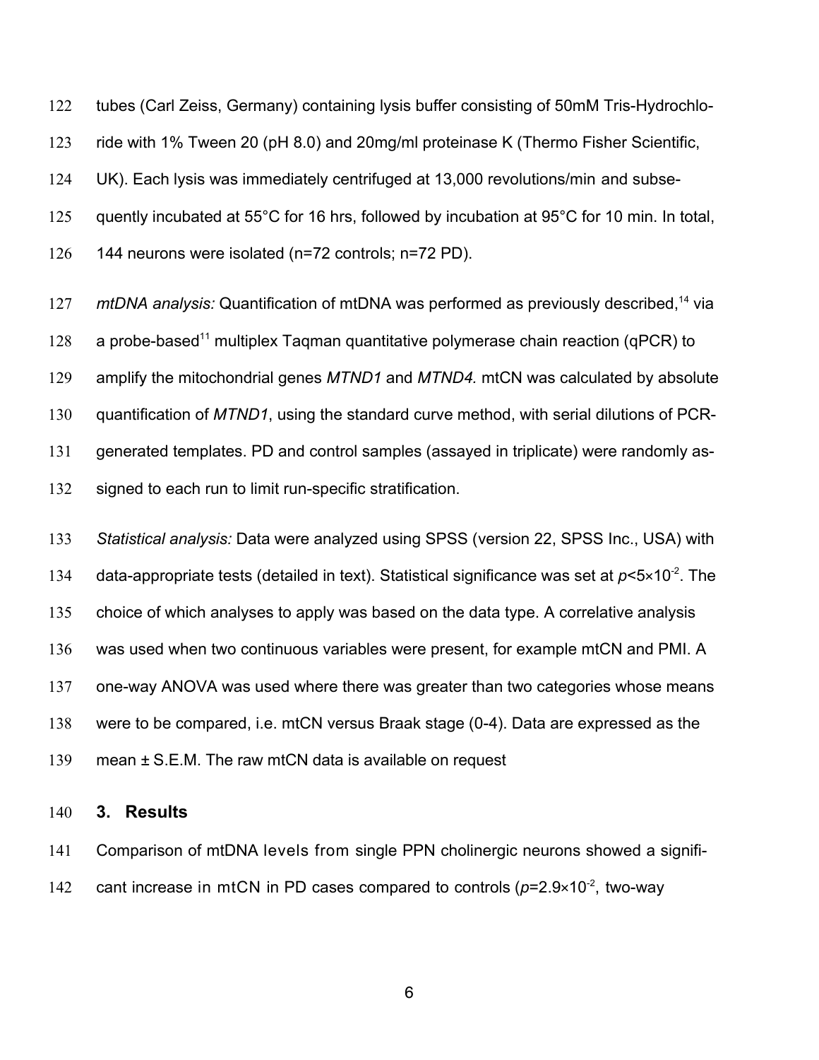tubes (Carl Zeiss, Germany) containing lysis buffer consisting of 50mM Tris-Hydrochloride with 1% Tween 20 (pH 8.0) and 20mg/ml proteinase K (Thermo Fisher Scientific, UK). Each lysis was immediately centrifuged at 13,000 revolutions/min and subsequently incubated at 55°C for 16 hrs, followed by incubation at 95°C for 10 min. In total, 144 neurons were isolated (n=72 controls; n=72 PD).

*mtDNA analysis:* Quantification of mtDNA was performed as previously described,[14] via a probe-based[11] multiplex Taqman quantitative polymerase chain reaction (qPCR) to amplify the mitochondrial genes *MTND1* and *MTND4.* mtCN was calculated by absolute quantification of *MTND1*, using the standard curve method, with serial dilutions of PCR-generated templates. PD and control samples (assayed in triplicate) were randomly assigned to each run to limit run-specific stratification.

*Statistical analysis:* Data were analyzed using SPSS (version 22, SPSS Inc., USA) with data-appropriate tests (detailed in text). Statistical significance was set at $p<5\times10^{-2}$. The choice of which analyses to apply was based on the data type. A correlative analysis was used when two continuous variables were present, for example mtCN and PMI. A one-way ANOVA was used where there was greater than two categories whose means were to be compared, i.e. mtCN versus Braak stage (0-4). Data are expressed as the mean ± S.E.M. The raw mtCN data is available on request

## 3. Results

Comparison of mtDNA levels from single PPN cholinergic neurons showed a significant increase in mtCN in PD cases compared to controls ($p=2.9\times10^{-2}$, two-way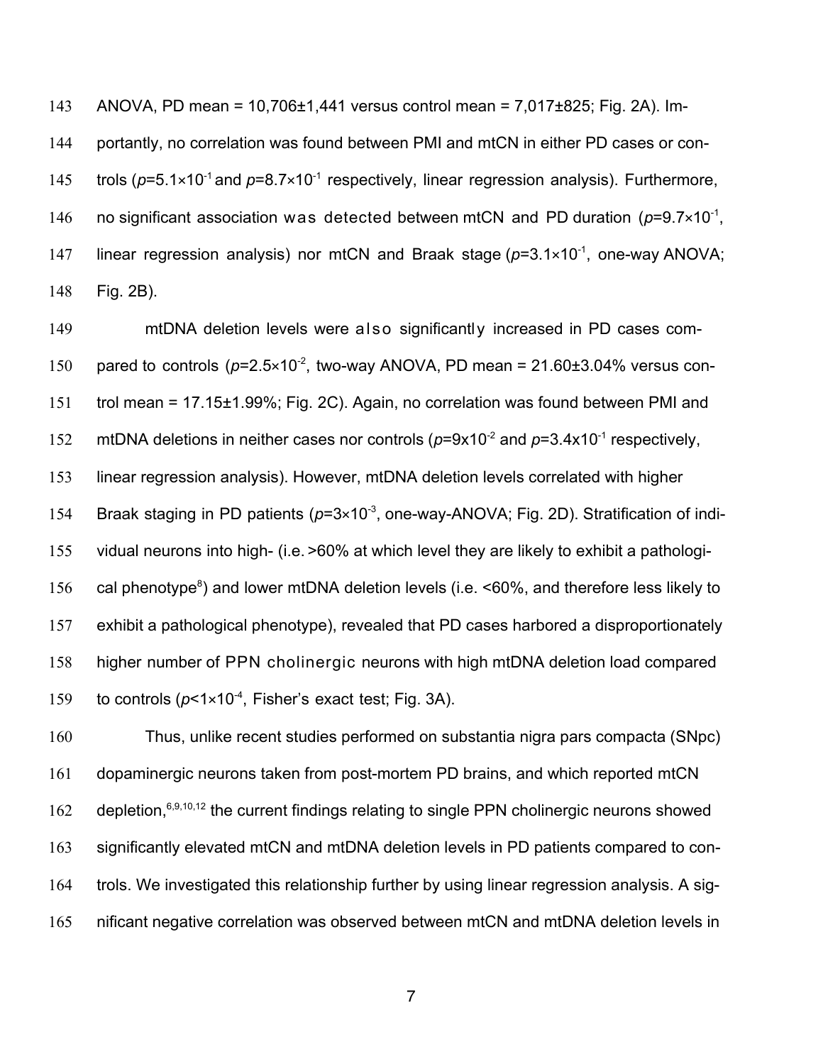ANOVA, PD mean = 10,706±1,441 versus control mean = 7,017±825; Fig. 2A). Importantly, no correlation was found between PMI and mtCN in either PD cases or controls ($p$=5.1×$10^{-1}$ and $p$=8.7×$10^{-1}$ respectively, linear regression analysis). Furthermore, no significant association was detected between mtCN and PD duration ($p$=9.7×$10^{-1}$, linear regression analysis) nor mtCN and Braak stage ($p$=3.1×$10^{-1}$, one-way ANOVA; Fig. 2B).

mtDNA deletion levels were also significantly increased in PD cases compared to controls ($p$=2.5×$10^{-2}$, two-way ANOVA, PD mean = 21.60±3.04% versus control mean = 17.15±1.99%; Fig. 2C). Again, no correlation was found between PMI and mtDNA deletions in neither cases nor controls ($p$=9x$10^{-2}$ and $p$=3.4x$10^{-1}$ respectively, linear regression analysis). However, mtDNA deletion levels correlated with higher Braak staging in PD patients ($p$=3×$10^{-3}$, one-way-ANOVA; Fig. 2D). Stratification of individual neurons into high- (i.e. >60% at which level they are likely to exhibit a pathological phenotype[8]) and lower mtDNA deletion levels (i.e. <60%, and therefore less likely to exhibit a pathological phenotype), revealed that PD cases harbored a disproportionately higher number of PPN cholinergic neurons with high mtDNA deletion load compared to controls ($p$<1×$10^{-4}$, Fisher's exact test; Fig. 3A).

Thus, unlike recent studies performed on substantia nigra pars compacta (SNpc) dopaminergic neurons taken from post-mortem PD brains, and which reported mtCN depletion,[6,9,10,12] the current findings relating to single PPN cholinergic neurons showed significantly elevated mtCN and mtDNA deletion levels in PD patients compared to controls. We investigated this relationship further by using linear regression analysis. A significant negative correlation was observed between mtCN and mtDNA deletion levels in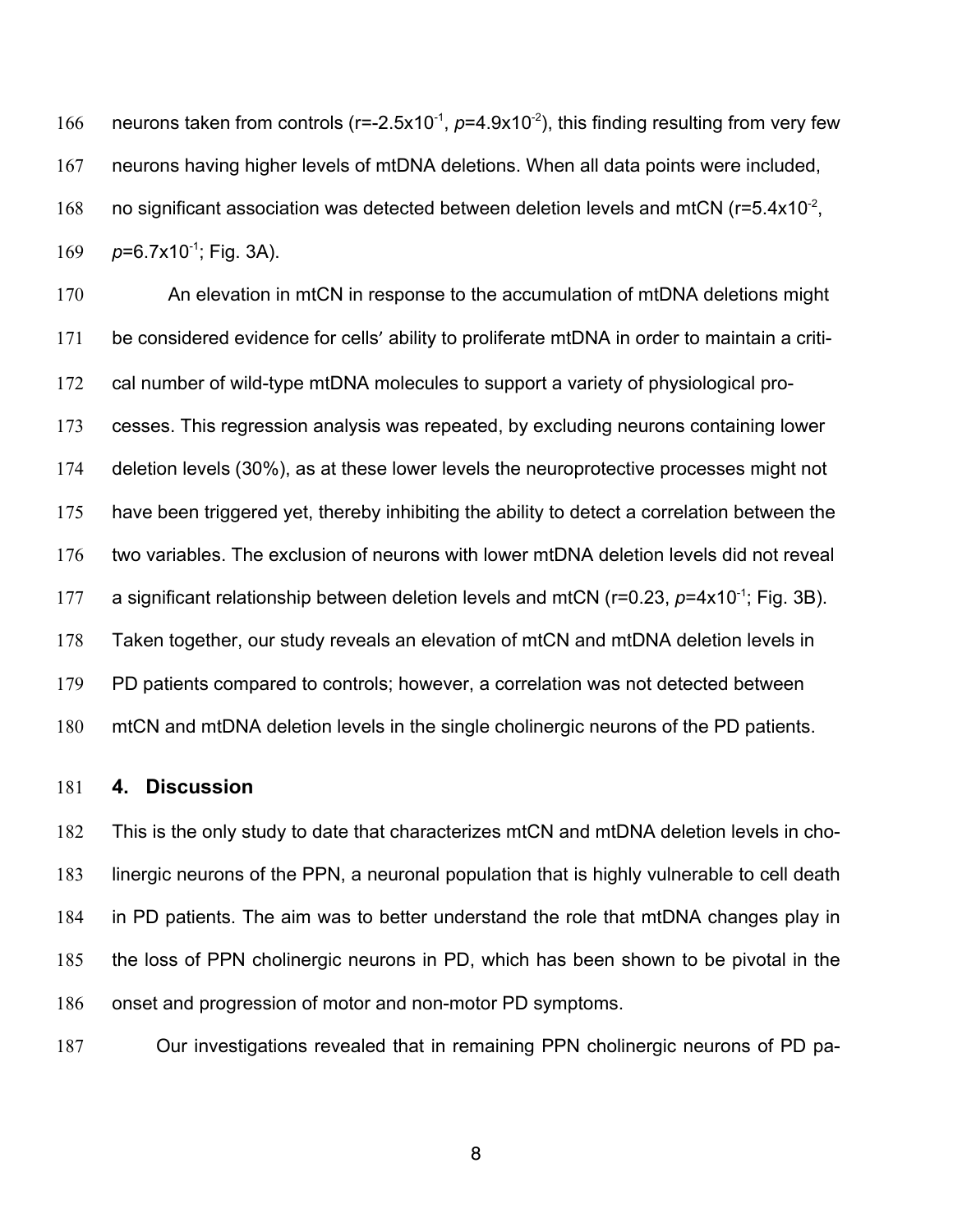neurons taken from controls ($r=-2.5 \times 10^{-1}$, $p=4.9 \times 10^{-2}$), this finding resulting from very few neurons having higher levels of mtDNA deletions. When all data points were included, no significant association was detected between deletion levels and mtCN ($r=5.4 \times 10^{-2}$, $p=6.7 \times 10^{-1}$; Fig. 3A).

An elevation in mtCN in response to the accumulation of mtDNA deletions might be considered evidence for cells' ability to proliferate mtDNA in order to maintain a critical number of wild-type mtDNA molecules to support a variety of physiological processes. This regression analysis was repeated, by excluding neurons containing lower deletion levels (30%), as at these lower levels the neuroprotective processes might not have been triggered yet, thereby inhibiting the ability to detect a correlation between the two variables. The exclusion of neurons with lower mtDNA deletion levels did not reveal a significant relationship between deletion levels and mtCN ($r=0.23$, $p=4 \times 10^{-1}$; Fig. 3B). Taken together, our study reveals an elevation of mtCN and mtDNA deletion levels in PD patients compared to controls; however, a correlation was not detected between mtCN and mtDNA deletion levels in the single cholinergic neurons of the PD patients.

## 4. Discussion

This is the only study to date that characterizes mtCN and mtDNA deletion levels in cholinergic neurons of the PPN, a neuronal population that is highly vulnerable to cell death in PD patients. The aim was to better understand the role that mtDNA changes play in the loss of PPN cholinergic neurons in PD, which has been shown to be pivotal in the onset and progression of motor and non-motor PD symptoms.

Our investigations revealed that in remaining PPN cholinergic neurons of PD pa-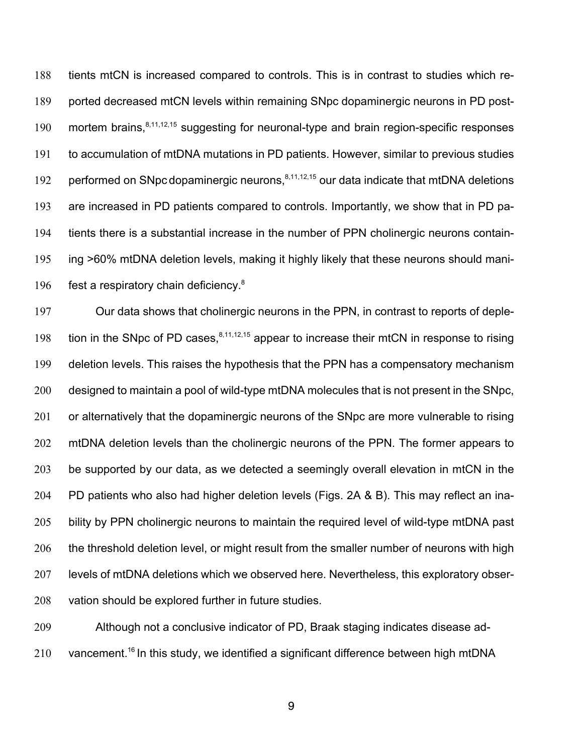tients mtCN is increased compared to controls. This is in contrast to studies which reported decreased mtCN levels within remaining SNpc dopaminergic neurons in PD post-mortem brains,[8,11,12,15] suggesting for neuronal-type and brain region-specific responses to accumulation of mtDNA mutations in PD patients. However, similar to previous studies performed on SNpc dopaminergic neurons,[8,11,12,15] our data indicate that mtDNA deletions are increased in PD patients compared to controls. Importantly, we show that in PD patients there is a substantial increase in the number of PPN cholinergic neurons containing >60% mtDNA deletion levels, making it highly likely that these neurons should manifest a respiratory chain deficiency.[8]

Our data shows that cholinergic neurons in the PPN, in contrast to reports of depletion in the SNpc of PD cases,[8,11,12,15] appear to increase their mtCN in response to rising deletion levels. This raises the hypothesis that the PPN has a compensatory mechanism designed to maintain a pool of wild-type mtDNA molecules that is not present in the SNpc, or alternatively that the dopaminergic neurons of the SNpc are more vulnerable to rising mtDNA deletion levels than the cholinergic neurons of the PPN. The former appears to be supported by our data, as we detected a seemingly overall elevation in mtCN in the PD patients who also had higher deletion levels (Figs. 2A & B). This may reflect an inability by PPN cholinergic neurons to maintain the required level of wild-type mtDNA past the threshold deletion level, or might result from the smaller number of neurons with high levels of mtDNA deletions which we observed here. Nevertheless, this exploratory observation should be explored further in future studies.

Although not a conclusive indicator of PD, Braak staging indicates disease advancement.[16] In this study, we identified a significant difference between high mtDNA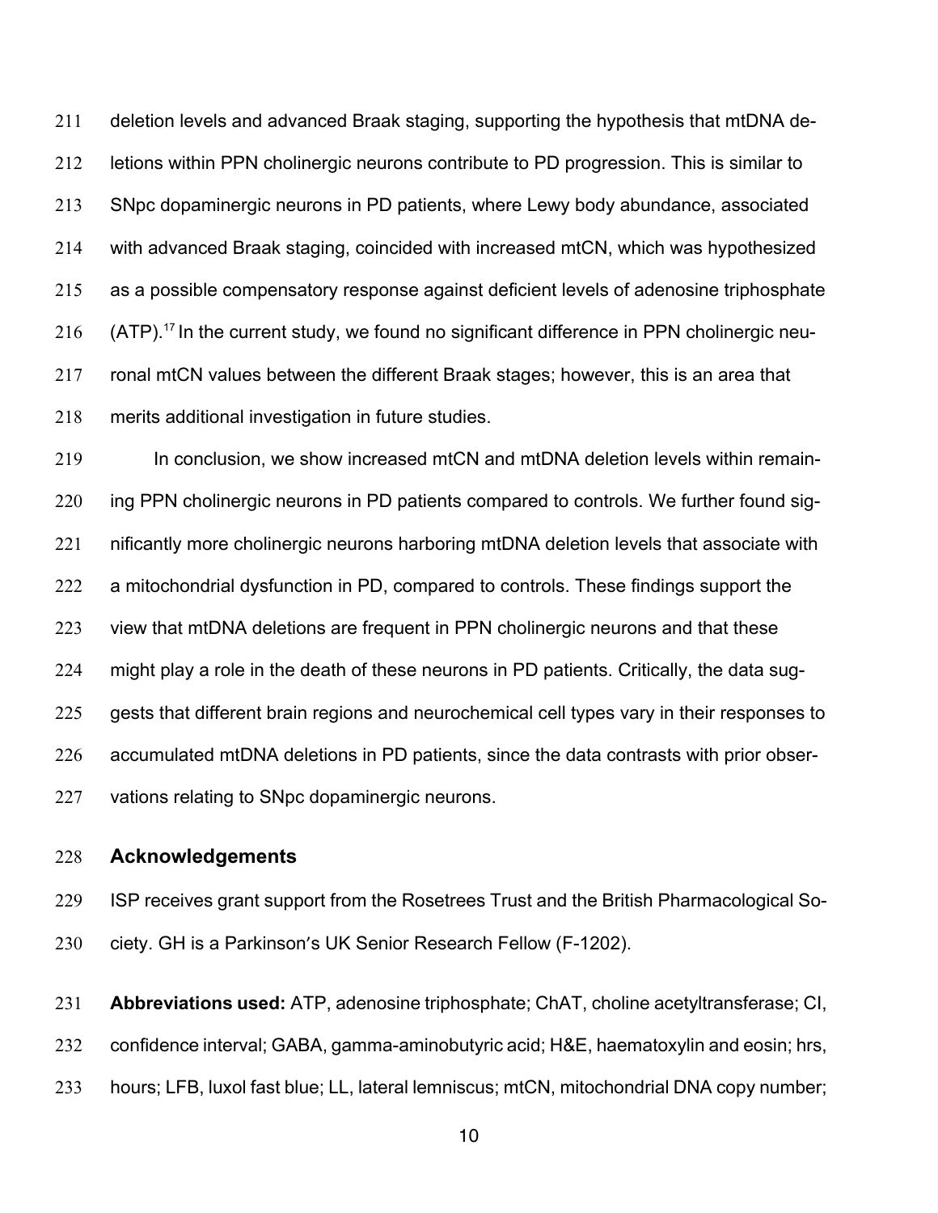deletion levels and advanced Braak staging, supporting the hypothesis that mtDNA deletions within PPN cholinergic neurons contribute to PD progression. This is similar to SNpc dopaminergic neurons in PD patients, where Lewy body abundance, associated with advanced Braak staging, coincided with increased mtCN, which was hypothesized as a possible compensatory response against deficient levels of adenosine triphosphate (ATP).[17] In the current study, we found no significant difference in PPN cholinergic neuronal mtCN values between the different Braak stages; however, this is an area that merits additional investigation in future studies.

In conclusion, we show increased mtCN and mtDNA deletion levels within remaining PPN cholinergic neurons in PD patients compared to controls. We further found significantly more cholinergic neurons harboring mtDNA deletion levels that associate with a mitochondrial dysfunction in PD, compared to controls. These findings support the view that mtDNA deletions are frequent in PPN cholinergic neurons and that these might play a role in the death of these neurons in PD patients. Critically, the data suggests that different brain regions and neurochemical cell types vary in their responses to accumulated mtDNA deletions in PD patients, since the data contrasts with prior observations relating to SNpc dopaminergic neurons.

## Acknowledgements

ISP receives grant support from the Rosetrees Trust and the British Pharmacological Society. GH is a Parkinson's UK Senior Research Fellow (F-1202).

**Abbreviations used:** ATP, adenosine triphosphate; ChAT, choline acetyltransferase; CI, confidence interval; GABA, gamma-aminobutyric acid; H&E, haematoxylin and eosin; hrs, hours; LFB, luxol fast blue; LL, lateral lemniscus; mtCN, mitochondrial DNA copy number;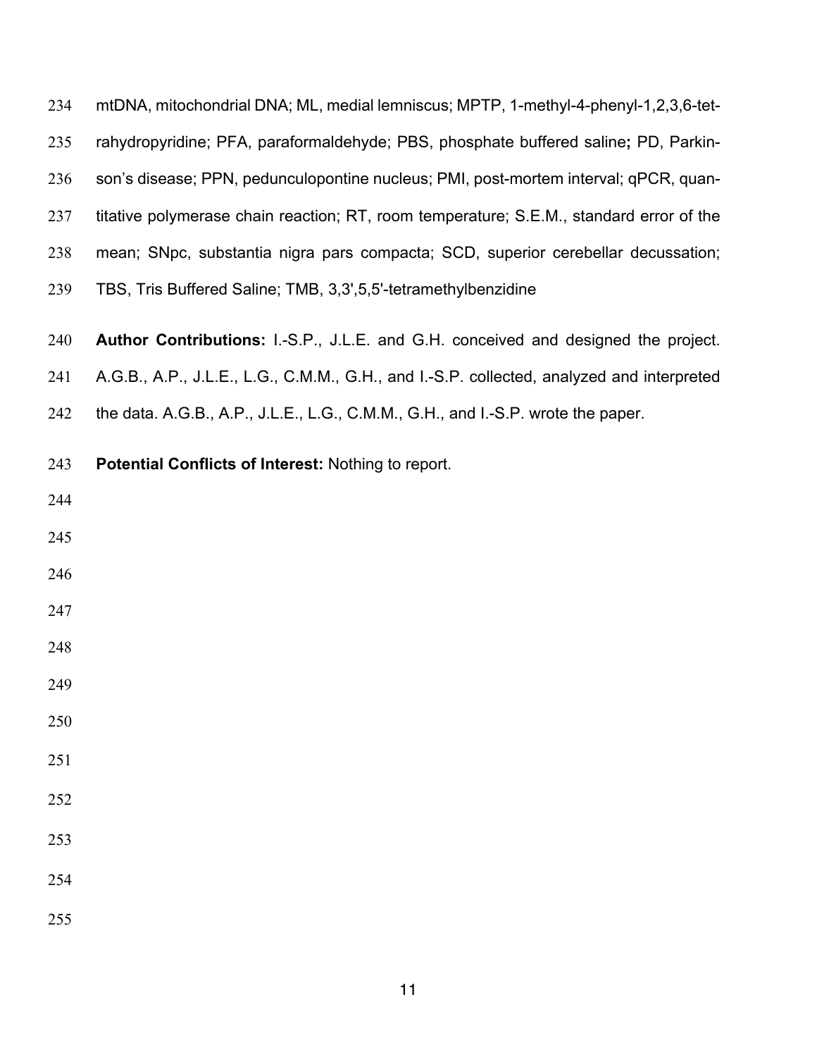mtDNA, mitochondrial DNA; ML, medial lemniscus; MPTP, 1-methyl-4-phenyl-1,2,3,6-tetrahydropyridine; PFA, paraformaldehyde; PBS, phosphate buffered saline**;** PD, Parkinson's disease; PPN, pedunculopontine nucleus; PMI, post-mortem interval; qPCR, quantitative polymerase chain reaction; RT, room temperature; S.E.M., standard error of the mean; SNpc, substantia nigra pars compacta; SCD, superior cerebellar decussation; TBS, Tris Buffered Saline; TMB, 3,3',5,5'-tetramethylbenzidine

**Author Contributions:** I.-S.P., J.L.E. and G.H. conceived and designed the project. A.G.B., A.P., J.L.E., L.G., C.M.M., G.H., and I.-S.P. collected, analyzed and interpreted the data. A.G.B., A.P., J.L.E., L.G., C.M.M., G.H., and I.-S.P. wrote the paper.

**Potential Conflicts of Interest:** Nothing to report.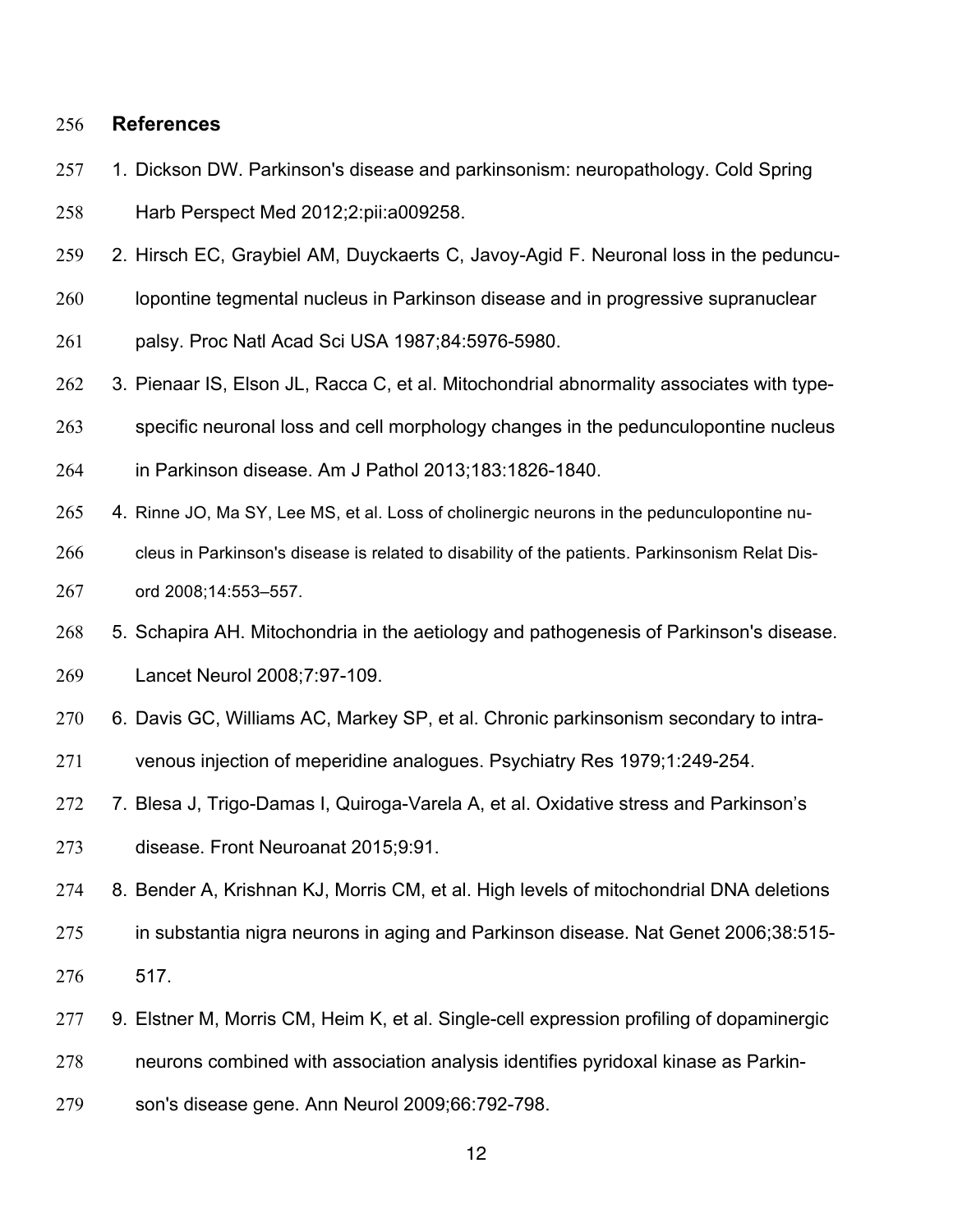## References

1. Dickson DW. Parkinson's disease and parkinsonism: neuropathology. Cold Spring Harb Perspect Med 2012;2:pii:a009258.
2. Hirsch EC, Graybiel AM, Duyckaerts C, Javoy-Agid F. Neuronal loss in the pedunculopontine tegmental nucleus in Parkinson disease and in progressive supranuclear palsy. Proc Natl Acad Sci USA 1987;84:5976-5980.
3. Pienaar IS, Elson JL, Racca C, et al. Mitochondrial abnormality associates with type-specific neuronal loss and cell morphology changes in the pedunculopontine nucleus in Parkinson disease. Am J Pathol 2013;183:1826-1840.
4. Rinne JO, Ma SY, Lee MS, et al. Loss of cholinergic neurons in the pedunculopontine nucleus in Parkinson's disease is related to disability of the patients. Parkinsonism Relat Disord 2008;14:553–557.
5. Schapira AH. Mitochondria in the aetiology and pathogenesis of Parkinson's disease. Lancet Neurol 2008;7:97-109.
6. Davis GC, Williams AC, Markey SP, et al. Chronic parkinsonism secondary to intravenous injection of meperidine analogues. Psychiatry Res 1979;1:249-254.
7. Blesa J, Trigo-Damas I, Quiroga-Varela A, et al. Oxidative stress and Parkinson's disease. Front Neuroanat 2015;9:91.
8. Bender A, Krishnan KJ, Morris CM, et al. High levels of mitochondrial DNA deletions in substantia nigra neurons in aging and Parkinson disease. Nat Genet 2006;38:515-517.
9. Elstner M, Morris CM, Heim K, et al. Single-cell expression profiling of dopaminergic neurons combined with association analysis identifies pyridoxal kinase as Parkinson's disease gene. Ann Neurol 2009;66:792-798.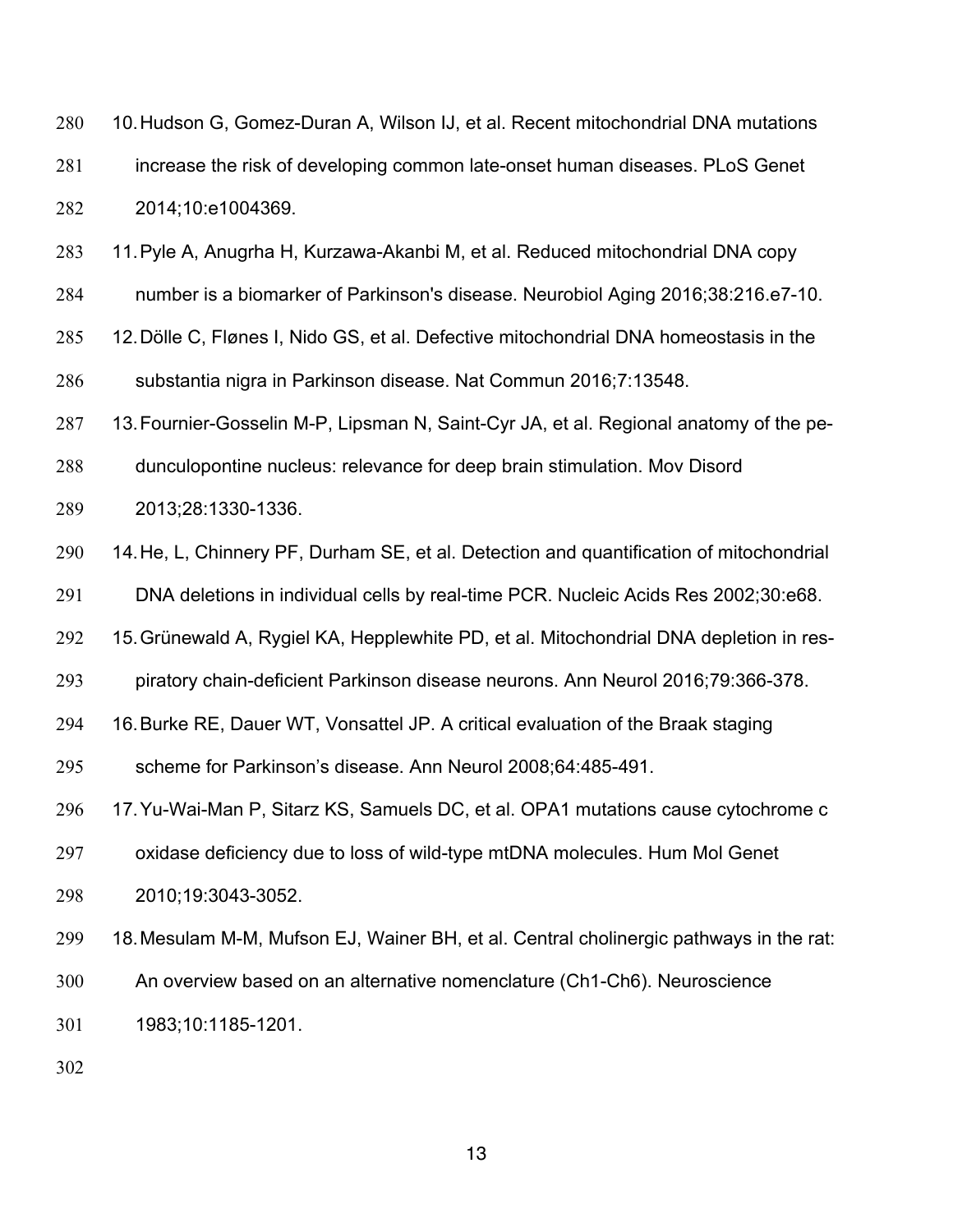10. Hudson G, Gomez-Duran A, Wilson IJ, et al. Recent mitochondrial DNA mutations increase the risk of developing common late-onset human diseases. PLoS Genet 2014;10:e1004369.
11. Pyle A, Anugrha H, Kurzawa-Akanbi M, et al. Reduced mitochondrial DNA copy number is a biomarker of Parkinson's disease. Neurobiol Aging 2016;38:216.e7-10.
12. Dölle C, Flønes I, Nido GS, et al. Defective mitochondrial DNA homeostasis in the substantia nigra in Parkinson disease. Nat Commun 2016;7:13548.
13. Fournier-Gosselin M-P, Lipsman N, Saint-Cyr JA, et al. Regional anatomy of the pedunculopontine nucleus: relevance for deep brain stimulation. Mov Disord 2013;28:1330-1336.
14. He, L, Chinnery PF, Durham SE, et al. Detection and quantification of mitochondrial DNA deletions in individual cells by real-time PCR. Nucleic Acids Res 2002;30:e68.
15. Grünewald A, Rygiel KA, Hepplewhite PD, et al. Mitochondrial DNA depletion in respiratory chain-deficient Parkinson disease neurons. Ann Neurol 2016;79:366-378.
16. Burke RE, Dauer WT, Vonsattel JP. A critical evaluation of the Braak staging scheme for Parkinson's disease. Ann Neurol 2008;64:485-491.
17. Yu-Wai-Man P, Sitarz KS, Samuels DC, et al. OPA1 mutations cause cytochrome c oxidase deficiency due to loss of wild-type mtDNA molecules. Hum Mol Genet 2010;19:3043-3052.
18. Mesulam M-M, Mufson EJ, Wainer BH, et al. Central cholinergic pathways in the rat: An overview based on an alternative nomenclature (Ch1-Ch6). Neuroscience 1983;10:1185-1201.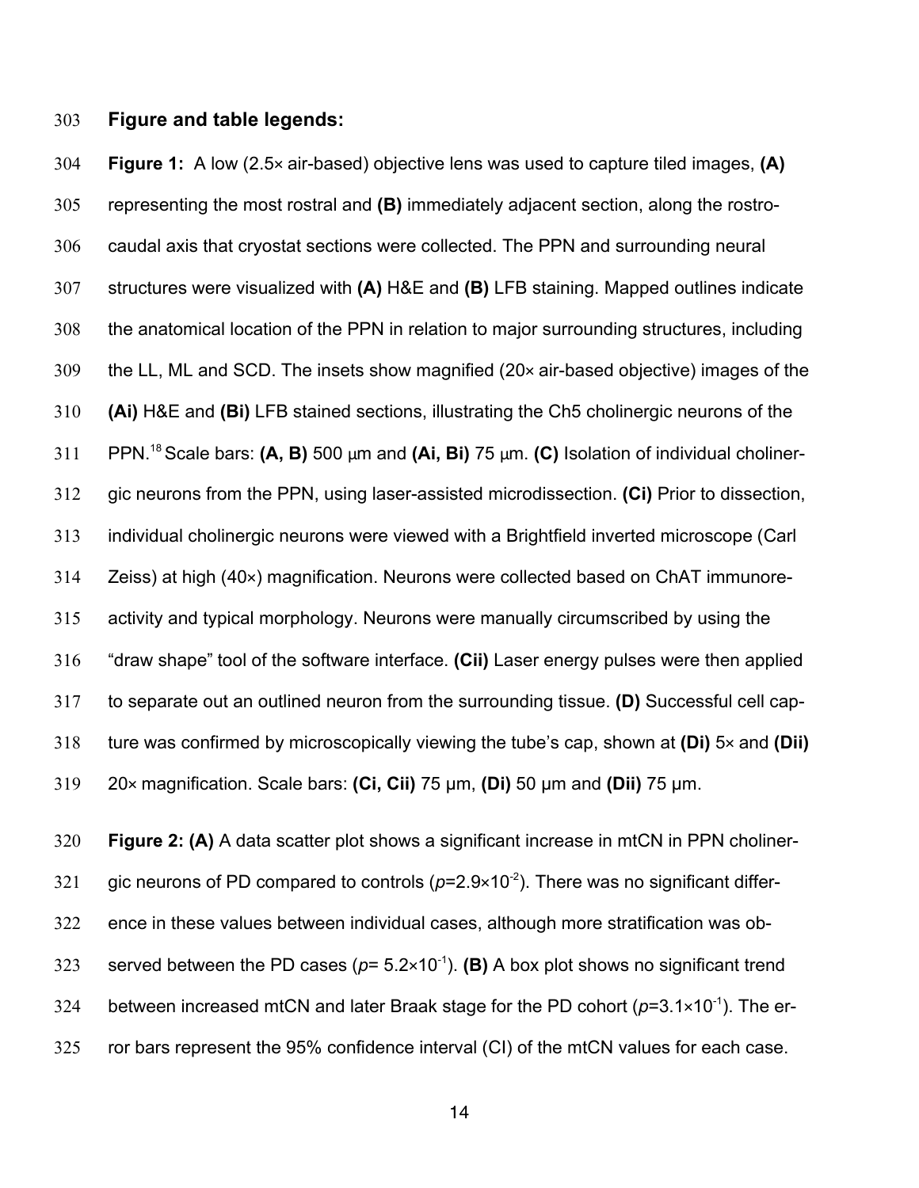**Figure and table legends:**

**Figure 1:** A low (2.5× air-based) objective lens was used to capture tiled images, **(A)** representing the most rostral and **(B)** immediately adjacent section, along the rostro-caudal axis that cryostat sections were collected. The PPN and surrounding neural structures were visualized with **(A)** H&E and **(B)** LFB staining. Mapped outlines indicate the anatomical location of the PPN in relation to major surrounding structures, including the LL, ML and SCD. The insets show magnified (20× air-based objective) images of the **(Ai)** H&E and **(Bi)** LFB stained sections, illustrating the Ch5 cholinergic neurons of the PPN.[18] Scale bars: **(A, B)** 500 µm and **(Ai, Bi)** 75 µm. **(C)** Isolation of individual cholinergic neurons from the PPN, using laser-assisted microdissection. **(Ci)** Prior to dissection, individual cholinergic neurons were viewed with a Brightfield inverted microscope (Carl Zeiss) at high (40×) magnification. Neurons were collected based on ChAT immunoreactivity and typical morphology. Neurons were manually circumscribed by using the "draw shape" tool of the software interface. **(Cii)** Laser energy pulses were then applied to separate out an outlined neuron from the surrounding tissue. **(D)** Successful cell capture was confirmed by microscopically viewing the tube's cap, shown at **(Di)** 5× and **(Dii)** 20× magnification. Scale bars: **(Ci, Cii)** 75 µm, **(Di)** 50 µm and **(Dii)** 75 µm.

**Figure 2: (A)** A data scatter plot shows a significant increase in mtCN in PPN cholinergic neurons of PD compared to controls ($p=2.9\times10^{-2}$). There was no significant difference in these values between individual cases, although more stratification was observed between the PD cases ($p= 5.2\times10^{-1}$). **(B)** A box plot shows no significant trend between increased mtCN and later Braak stage for the PD cohort ($p=3.1\times10^{-1}$). The error bars represent the 95% confidence interval (CI) of the mtCN values for each case.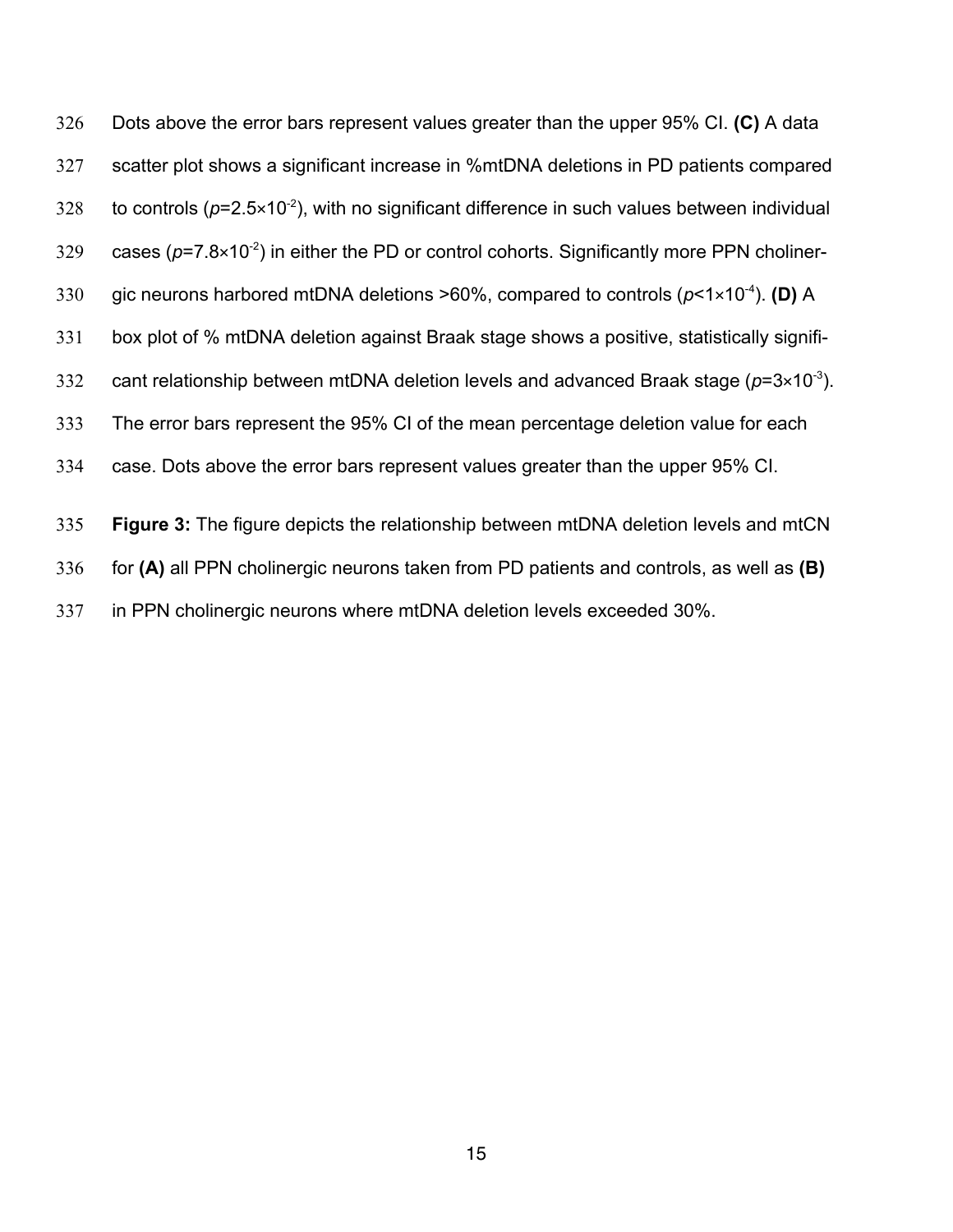Dots above the error bars represent values greater than the upper 95% CI. **(C)** A data scatter plot shows a significant increase in %mtDNA deletions in PD patients compared to controls ($p$=2.5×$10^{-2}$), with no significant difference in such values between individual cases ($p$=7.8×$10^{-2}$) in either the PD or control cohorts. Significantly more PPN cholinergic neurons harbored mtDNA deletions >60%, compared to controls ($p$<1×$10^{-4}$). **(D)** A box plot of % mtDNA deletion against Braak stage shows a positive, statistically significant relationship between mtDNA deletion levels and advanced Braak stage ($p$=3×$10^{-3}$). The error bars represent the 95% CI of the mean percentage deletion value for each case. Dots above the error bars represent values greater than the upper 95% CI.

**Figure 3:** The figure depicts the relationship between mtDNA deletion levels and mtCN for **(A)** all PPN cholinergic neurons taken from PD patients and controls, as well as **(B)** in PPN cholinergic neurons where mtDNA deletion levels exceeded 30%.